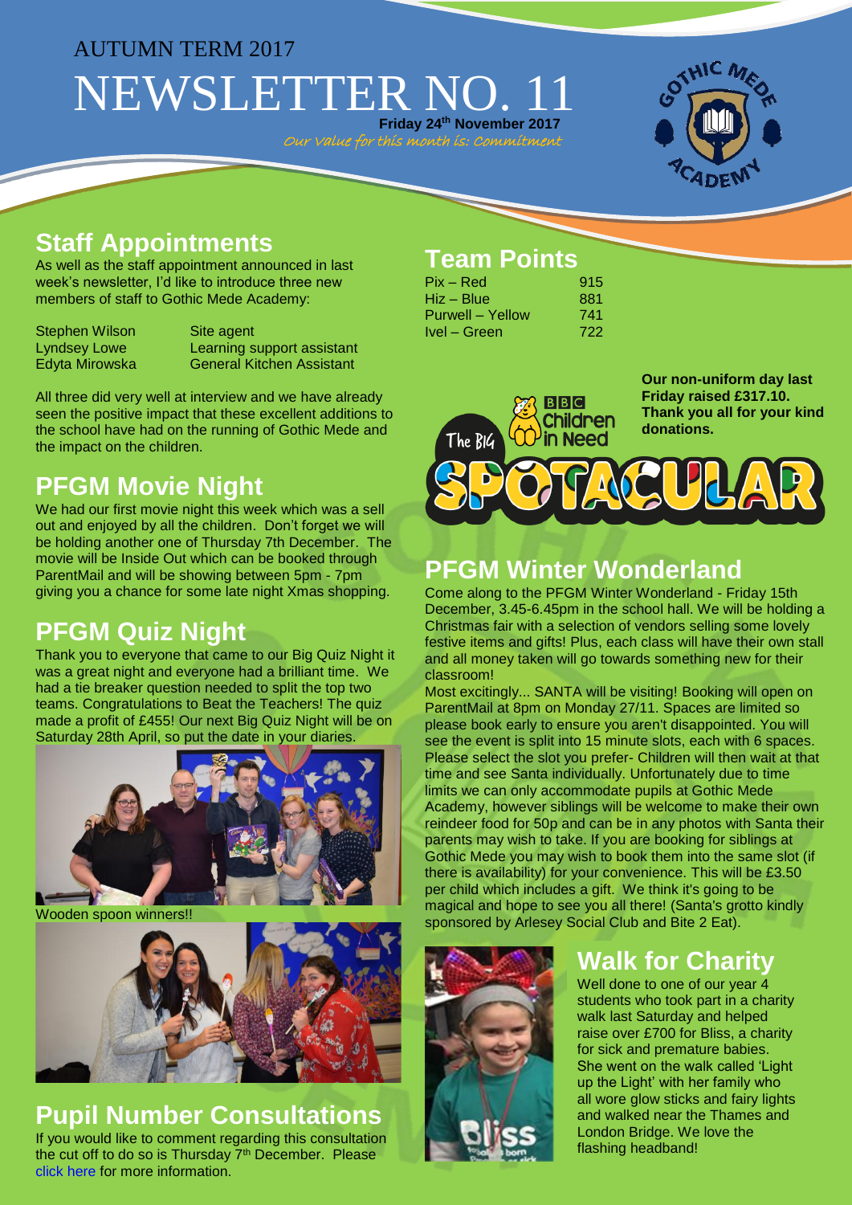AUTUMN TERM 2017

# NEWSLETTER NO. 11

**Friday 24th November 2017**

*Our value for this month is: Commitment*

## Staff Appointments

As well as the staff appointment announced in last week's newsletter, I'd like to introduce three new members of staff to Gothic Mede Academy:

| Name | Role |
|---|---|
| Stephen Wilson | Site agent |
| Lyndsey Lowe | Learning support assistant |
| Edyta Mirowska | General Kitchen Assistant |

All three did very well at interview and we have already seen the positive impact that these excellent additions to the school have had on the running of Gothic Mede and the impact on the children.

## PFGM Movie Night

We had our first movie night this week which was a sell out and enjoyed by all the children. Don't forget we will be holding another one of Thursday 7th December. The movie will be Inside Out which can be booked through ParentMail and will be showing between 5pm - 7pm giving you a chance for some late night Xmas shopping.

## PFGM Quiz Night

Thank you to everyone that came to our Big Quiz Night it was a great night and everyone had a brilliant time. We had a tie breaker question needed to split the top two teams. Congratulations to Beat the Teachers! The quiz made a profit of £455! Our next Big Quiz Night will be on Saturday 28th April, so put the date in your diaries.

Wooden spoon winners!!

## Pupil Number Consultations

If you would like to comment regarding this consultation the cut off to do so is Thursday 7th December. Please click here for more information.

## Team Points

| Team | Points |
|---|---|
| Pix – Red | 915 |
| Hiz – Blue | 881 |
| Purwell – Yellow | 741 |
| Ivel – Green | 722 |

**Our non-uniform day last Friday raised £317.10. Thank you all for your kind donations.**

## PFGM Winter Wonderland

Come along to the PFGM Winter Wonderland - Friday 15th December, 3.45-6.45pm in the school hall. We will be holding a Christmas fair with a selection of vendors selling some lovely festive items and gifts! Plus, each class will have their own stall and all money taken will go towards something new for their classroom!

Most excitingly... SANTA will be visiting! Booking will open on ParentMail at 8pm on Monday 27/11. Spaces are limited so please book early to ensure you aren't disappointed. You will see the event is split into 15 minute slots, each with 6 spaces. Please select the slot you prefer- Children will then wait at that time and see Santa individually. Unfortunately due to time limits we can only accommodate pupils at Gothic Mede Academy, however siblings will be welcome to make their own reindeer food for 50p and can be in any photos with Santa their parents may wish to take. If you are booking for siblings at Gothic Mede you may wish to book them into the same slot (if there is availability) for your convenience. This will be £3.50 per child which includes a gift. We think it's going to be magical and hope to see you all there! (Santa's grotto kindly sponsored by Arlesey Social Club and Bite 2 Eat).

## Walk for Charity

Well done to one of our year 4 students who took part in a charity walk last Saturday and helped raise over £700 for Bliss, a charity for sick and premature babies. She went on the walk called 'Light up the Light' with her family who all wore glow sticks and fairy lights and walked near the Thames and London Bridge. We love the flashing headband!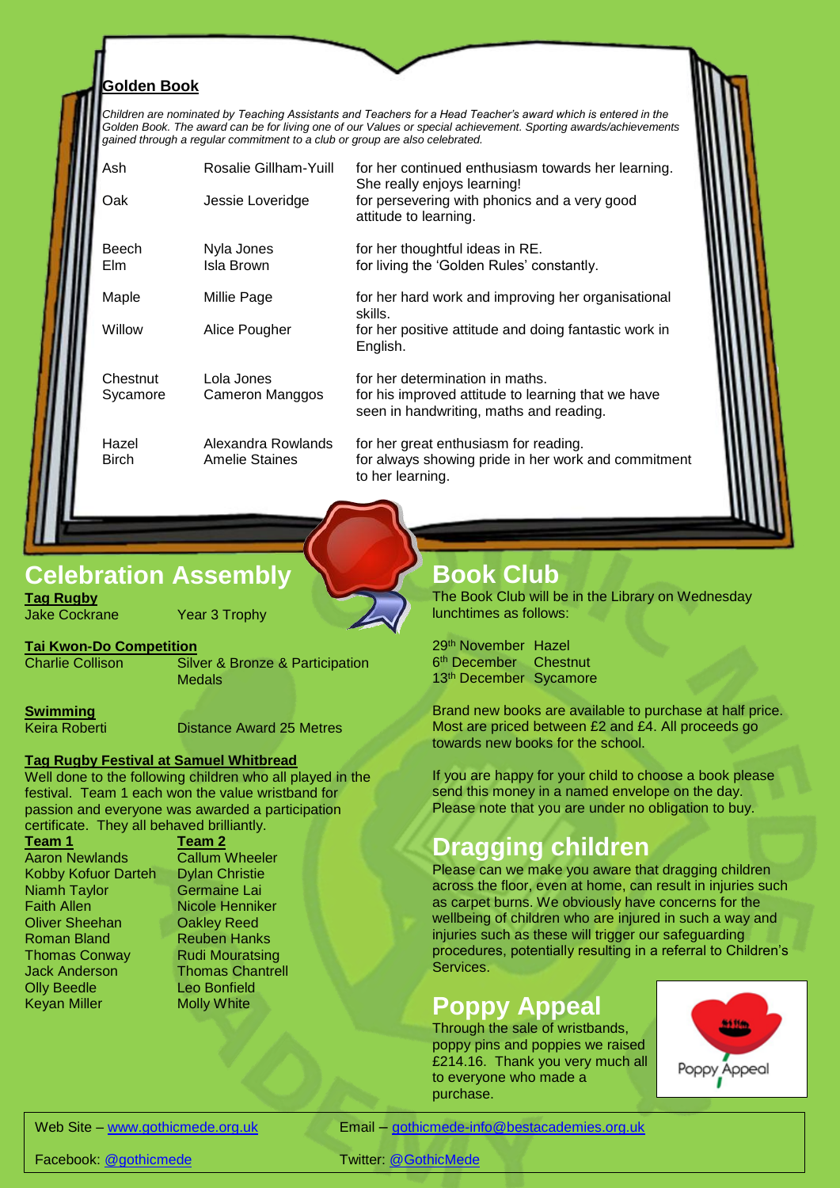## Golden Book

*Children are nominated by Teaching Assistants and Teachers for a Head Teacher's award which is entered in the Golden Book. The award can be for living one of our Values or special achievement. Sporting awards/achievements gained through a regular commitment to a club or group are also celebrated.*

| | | |
|---|---|---|
| Ash | Rosalie Gillham-Yuill | for her continued enthusiasm towards her learning. She really enjoys learning! |
| Oak | Jessie Loveridge | for persevering with phonics and a very good attitude to learning. |
| Beech | Nyla Jones | for her thoughtful ideas in RE. |
| Elm | Isla Brown | for living the 'Golden Rules' constantly. |
| Maple | Millie Page | for her hard work and improving her organisational skills. |
| Willow | Alice Pougher | for her positive attitude and doing fantastic work in English. |
| Chestnut | Lola Jones | for her determination in maths. |
| Sycamore | Cameron Manggos | for his improved attitude to learning that we have seen in handwriting, maths and reading. |
| Hazel | Alexandra Rowlands | for her great enthusiasm for reading. |
| Birch | Amelie Staines | for always showing pride in her work and commitment to her learning. |

# Celebration Assembly

**Tag Rugby**
Jake Cockrane — Year 3 Trophy

**Tai Kwon-Do Competition**
Charlie Collison — Silver & Bronze & Participation Medals

**Swimming**
Keira Roberti — Distance Award 25 Metres

**Tag Rugby Festival at Samuel Whitbread**

Well done to the following children who all played in the festival. Team 1 each won the value wristband for passion and everyone was awarded a participation certificate. They all behaved brilliantly.

| Team 1 | Team 2 |
|---|---|
| Aaron Newlands | Callum Wheeler |
| Kobby Kofuor Darteh | Dylan Christie |
| Niamh Taylor | Germaine Lai |
| Faith Allen | Nicole Henniker |
| Oliver Sheehan | Oakley Reed |
| Roman Bland | Reuben Hanks |
| Thomas Conway | Rudi Mouratsing |
| Jack Anderson | Thomas Chantrell |
| Olly Beedle | Leo Bonfield |
| Keyan Miller | Molly White |

# Book Club

The Book Club will be in the Library on Wednesday lunchtimes as follows:

29th November Hazel
6th December Chestnut
13th December Sycamore

Brand new books are available to purchase at half price. Most are priced between £2 and £4. All proceeds go towards new books for the school.

If you are happy for your child to choose a book please send this money in a named envelope on the day. Please note that you are under no obligation to buy.

# Dragging children

Please can we make you aware that dragging children across the floor, even at home, can result in injuries such as carpet burns. We obviously have concerns for the wellbeing of children who are injured in such a way and injuries such as these will trigger our safeguarding procedures, potentially resulting in a referral to Children's Services.

# Poppy Appeal

Through the sale of wristbands, poppy pins and poppies we raised £214.16. Thank you very much all to everyone who made a purchase.

Poppy Appeal

Web Site – www.gothicmede.org.uk Email – gothicmede-info@bestacademies.org.uk

Facebook: @gothicmede Twitter: @GothicMede